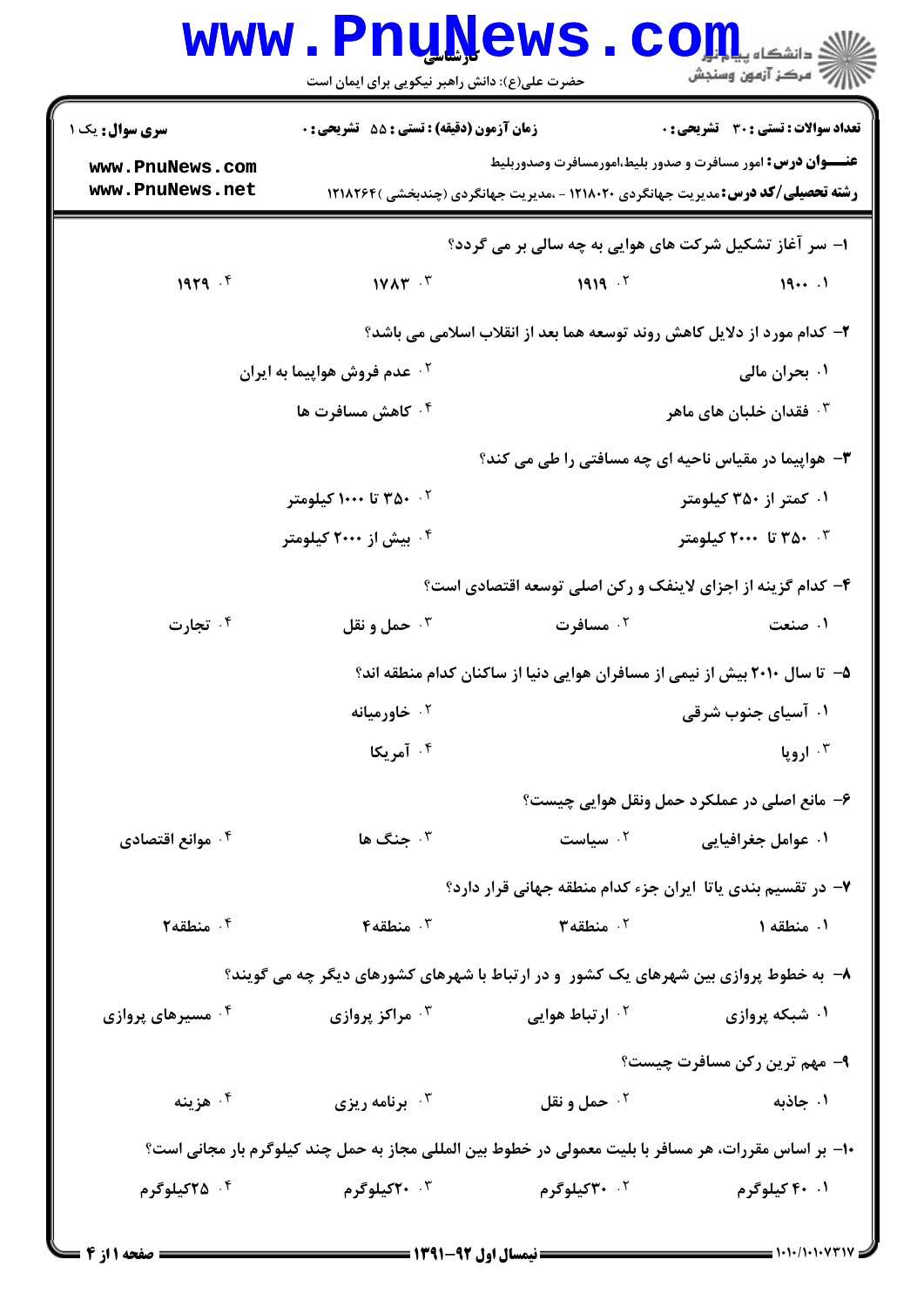**سری سوال:** یک ۱

**زمان آزمون (دقیقه) : تستی : ۵۵ تشریحی : ۰**

**تعداد سوالات : تستی : ۳۰ تشریحی : ۰**

**عنـــوان درس:** امور مسافرت و صدور بلیط،امورمسافرت وصدوربلیط

**رشته تحصیلی/کد درس:** مدیریت جهانگردی ۱۲۱۸۰۲۰ - ،مدیریت جهانگردی (چندبخشی )۱۲۱۸۲۶۴

۱- سر آغاز تشکیل شرکت های هوایی به چه سالی بر می گردد؟

۱. ۱۹۰۰ ۲. ۱۹۱۹ ۳. ۱۷۸۳ ۴. ۱۹۲۹

۲- کدام مورد از دلایل کاهش روند توسعه هما بعد از انقلاب اسلامی می باشد؟

۱. بحران مالی
۲. عدم فروش هواپیما به ایران
۳. فقدان خلبان های ماهر
۴. کاهش مسافرت ها

۳- هواپیما در مقیاس ناحیه ای چه مسافتی را طی می کند؟

۱. کمتر از ۳۵۰ کیلومتر
۲. ۳۵۰ تا ۱۰۰۰ کیلومتر
۳. ۳۵۰ تا ۲۰۰۰ کیلومتر
۴. بیش از ۲۰۰۰ کیلومتر

۴- کدام گزینه از اجزای لاینفک و رکن اصلی توسعه اقتصادی است؟

۱. صنعت ۲. مسافرت ۳. حمل و نقل ۴. تجارت

۵- تا سال ۲۰۱۰ بیش از نیمی از مسافران هوایی دنیا از ساکنان کدام منطقه اند؟

۱. آسیای جنوب شرقی
۲. خاورمیانه
۳. اروپا
۴. آمریکا

۶- مانع اصلی در عملکرد حمل ونقل هوایی چیست؟

۱. عوامل جغرافیایی ۲. سیاست ۳. جنگ ها ۴. موانع اقتصادی

۷- در تقسیم بندی یاتا ایران جزء کدام منطقه جهانی قرار دارد؟

۱. منطقه ۱ ۲. منطقه۳ ۳. منطقه۴ ۴. منطقه۲

۸- به خطوط پروازی بین شهرهای یک کشور و در ارتباط با شهرهای کشورهای دیگر چه می گویند؟

۱. شبکه پروازی ۲. ارتباط هوایی ۳. مراکز پروازی ۴. مسیرهای پروازی

۹- مهم ترین رکن مسافرت چیست؟

۱. جاذبه ۲. حمل و نقل ۳. برنامه ریزی ۴. هزینه

۱۰- بر اساس مقررات، هر مسافر با بلیت معمولی در خطوط بین المللی مجاز به حمل چند کیلوگرم بار مجانی است؟

۱. ۴۰ کیلوگرم ۲. ۳۰کیلوگرم ۳. ۲۰کیلوگرم ۴. ۲۵کیلوگرم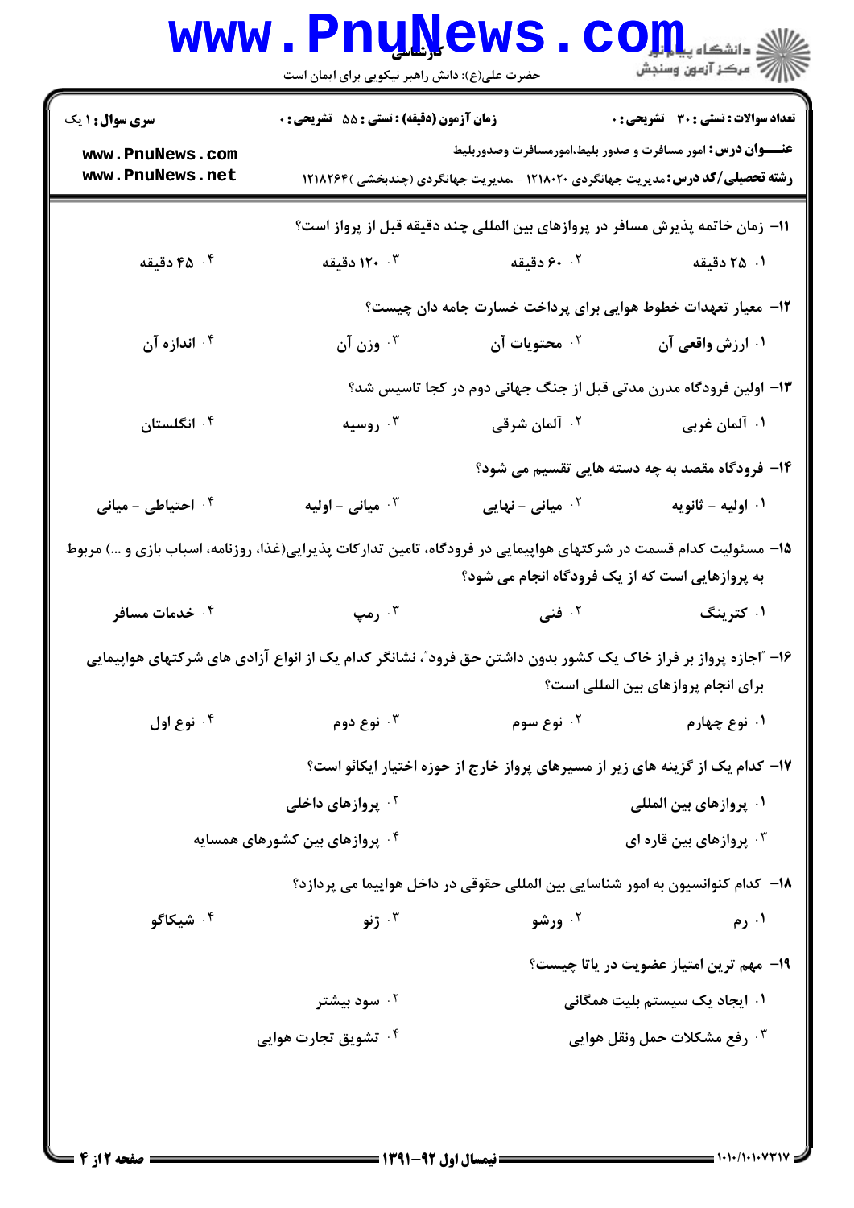سری سوال: ۱ یک | زمان آزمون (دقیقه) : تستی : ۵۵ تشریحی : ۰ | تعداد سوالات : تستی : ۳۰ تشریحی : ۰

**عنـــوان درس:** امور مسافرت و صدور بلیط،امورمسافرت وصدوربلیط

**رشته تحصیلی/کد درس:** مدیریت جهانگردی ۱۲۱۸۰۲۰ - ،مدیریت جهانگردی (چندبخشی )۱۲۱۸۲۶۴

۱۱- زمان خاتمه پذیرش مسافر در پروازهای بین المللی چند دقیقه قبل از پرواز است؟

۱. ۲۵ دقیقه
۲. ۶۰ دقیقه
۳. ۱۲۰ دقیقه
۴. ۴۵ دقیقه

۱۲- معیار تعهدات خطوط هوایی برای پرداخت خسارت جامه دان چیست؟

۱. ارزش واقعی آن
۲. محتویات آن
۳. وزن آن
۴. اندازه آن

۱۳- اولین فرودگاه مدرن مدتی قبل از جنگ جهانی دوم در کجا تاسیس شد؟

۱. آلمان غربی
۲. آلمان شرقی
۳. روسیه
۴. انگلستان

۱۴- فرودگاه مقصد به چه دسته هایی تقسیم می شود؟

۱. اولیه - ثانویه
۲. میانی - نهایی
۳. میانی - اولیه
۴. احتیاطی - میانی

۱۵- مسئولیت کدام قسمت در شرکتهای هواپیمایی در فرودگاه، تامین تدارکات پذیرایی(غذا، روزنامه، اسباب بازی و ...) مربوط به پروازهایی است که از یک فرودگاه انجام می شود؟

۱. کترینگ
۲. فنی
۳. رمپ
۴. خدمات مسافر

۱۶- "اجازه پرواز بر فراز خاک یک کشور بدون داشتن حق فرود"، نشانگر کدام یک از انواع آزادی های شرکتهای هواپیمایی برای انجام پروازهای بین المللی است؟

۱. نوع چهارم
۲. نوع سوم
۳. نوع دوم
۴. نوع اول

۱۷- کدام یک از گزینه های زیر از مسیرهای پرواز خارج از حوزه اختیار ایکائو است؟

۱. پروازهای بین المللی
۲. پروازهای داخلی
۳. پروازهای بین قاره ای
۴. پروازهای بین کشورهای همسایه

۱۸- کدام کنوانسیون به امور شناسایی بین المللی حقوقی در داخل هواپیما می پردازد؟

۱. رم
۲. ورشو
۳. ژنو
۴. شیکاگو

۱۹- مهم ترین امتیاز عضویت در یاتا چیست؟

۱. ایجاد یک سیستم بلیت همگانی
۲. سود بیشتر
۳. رفع مشکلات حمل ونقل هوایی
۴. تشویق تجارت هوایی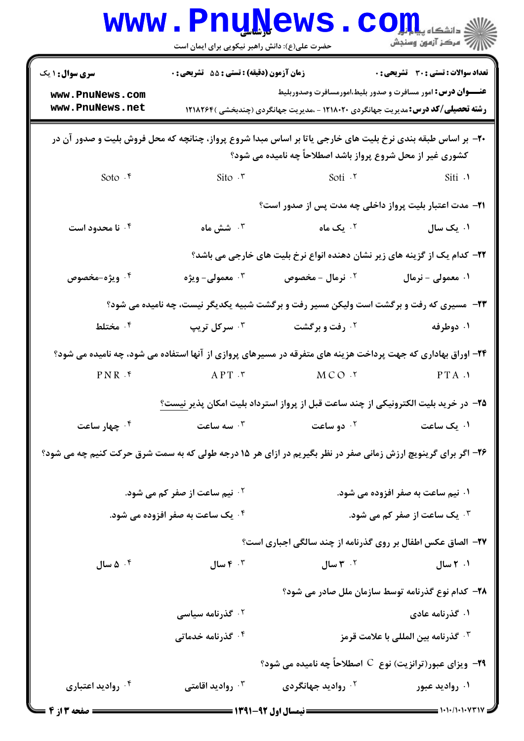۲۰- بر اساس طبقه بندی نرخ بلیت های خارجی یاتا بر اساس مبدا شروع پرواز، چنانچه که محل فروش بلیت و صدور آن در کشوری غیر از محل شروع پرواز باشد اصطلاحاً چه نامیده می شود؟

۱. Siti
۲. Soti
۳. Sito
۴. Soto

۲۱- مدت اعتبار بلیت پرواز داخلی چه مدت پس از صدور است؟

۱. یک سال
۲. یک ماه
۳. شش ماه
۴. نا محدود است

۲۲- کدام یک از گزینه های زیر نشان دهنده انواع نرخ بلیت های خارجی می باشد؟

۱. معمولی - نرمال
۲. نرمال - مخصوص
۳. معمولی - ویژه
۴. ویژه-مخصوص

۲۳- مسیری که رفت و برگشت است ولیکن مسیر رفت و برگشت شبیه یکدیگر نیست، چه نامیده می شود؟

۱. دوطرفه
۲. رفت و برگشت
۳. سرکل تریپ
۴. مختلط

۲۴- اوراق بهاداری که جهت پرداخت هزینه های متفرقه در مسیرهای پروازی از آنها استفاده می شود، چه نامیده می شود؟

۱. PTA
۲. MCO
۳. APT
۴. PNR

۲۵- در خرید بلیت الکترونیکی از چند ساعت قبل از پرواز استرداد بلیت امکان پذیر نیست؟

۱. یک ساعت
۲. دو ساعت
۳. سه ساعت
۴. چهار ساعت

۲۶- اگر برای گرینویچ ارزش زمانی صفر در نظر بگیریم در ازای هر ۱۵ درجه طولی که به سمت شرق حرکت کنیم چه می شود؟

۱. نیم ساعت به صفر افزوده می شود.
۲. نیم ساعت از صفر کم می شود.
۳. یک ساعت از صفر کم می شود.
۴. یک ساعت به صفر افزوده می شود.

۲۷- الصاق عکس اطفال بر روی گذرنامه از چند سالگی اجباری است؟

۱. ۲ سال
۲. ۳ سال
۳. ۴ سال
۴. ۵ سال

۲۸- کدام نوع گذرنامه توسط سازمان ملل صادر می شود؟

۱. گذرنامه عادی
۲. گذرنامه سیاسی
۳. گذرنامه بین المللی با علامت قرمز
۴. گذرنامه خدماتی

۲۹- ویزای عبور(ترانزیت) نوع C اصطلاحاً چه نامیده می شود؟

۱. روادید عبور
۲. روادید جهانگردی
۳. روادید اقامتی
۴. روادید اعتباری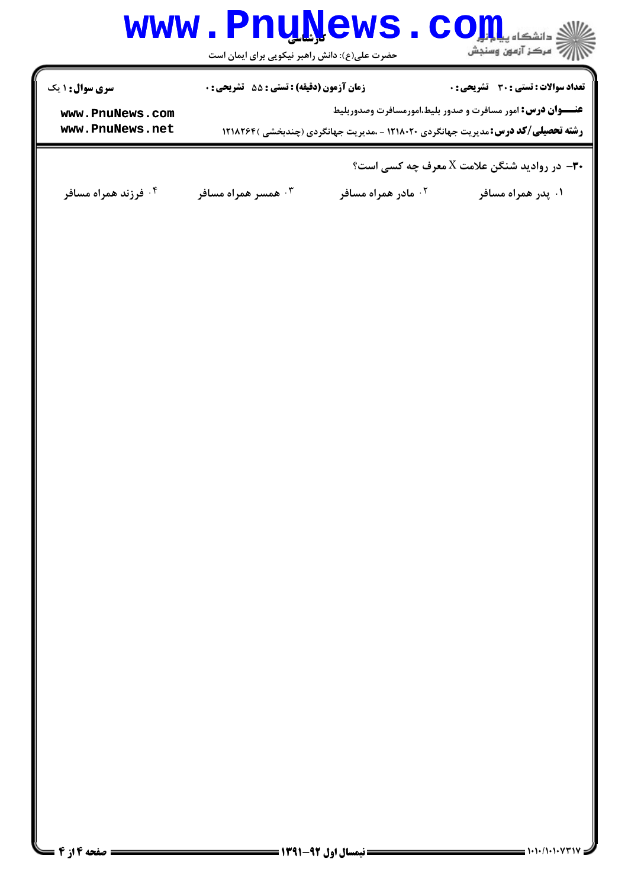۳۰- در روادید شنگن علامت X معرف چه کسی است؟

۱. پدر همراه مسافر

۲. مادر همراه مسافر

۳. همسر همراه مسافر

۴. فرزند همراه مسافر